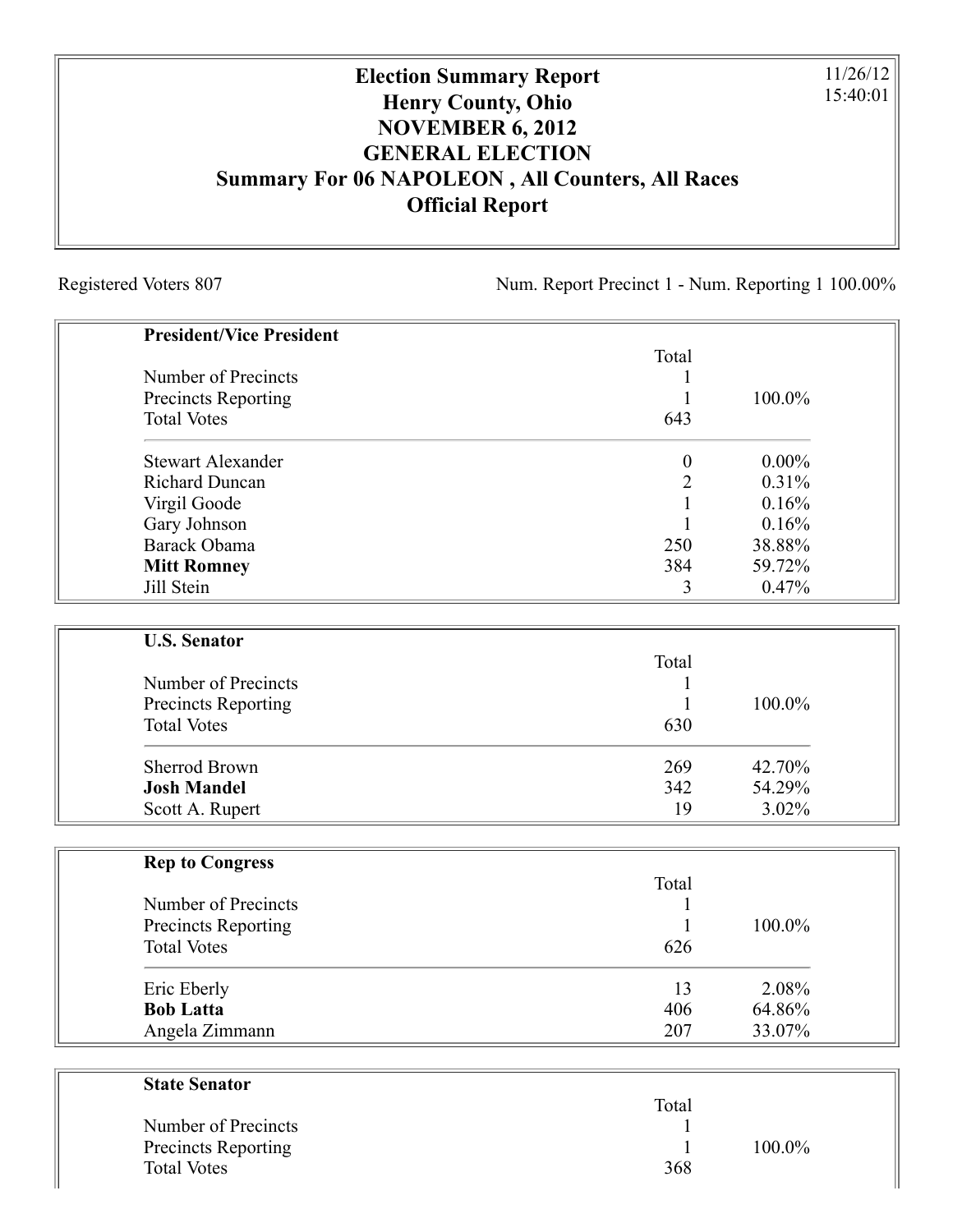# Election Summary Report
# Henry County, Ohio
# NOVEMBER 6, 2012
# GENERAL ELECTION
## Summary For 06 NAPOLEON , All Counters, All Races
## Official Report

11/26/12
15:40:01

Registered Voters 807

Num. Report Precinct 1 - Num. Reporting 1 100.00%

| **President/Vice President** | Total | |
|---|---|---|
| Number of Precincts | 1 | |
| Precincts Reporting | 1 | 100.0% |
| Total Votes | 643 | |
| Stewart Alexander | 0 | 0.00% |
| Richard Duncan | 2 | 0.31% |
| Virgil Goode | 1 | 0.16% |
| Gary Johnson | 1 | 0.16% |
| Barack Obama | 250 | 38.88% |
| **Mitt Romney** | 384 | 59.72% |
| Jill Stein | 3 | 0.47% |

| **U.S. Senator** | Total | |
|---|---|---|
| Number of Precincts | 1 | |
| Precincts Reporting | 1 | 100.0% |
| Total Votes | 630 | |
| Sherrod Brown | 269 | 42.70% |
| **Josh Mandel** | 342 | 54.29% |
| Scott A. Rupert | 19 | 3.02% |

| **Rep to Congress** | Total | |
|---|---|---|
| Number of Precincts | 1 | |
| Precincts Reporting | 1 | 100.0% |
| Total Votes | 626 | |
| Eric Eberly | 13 | 2.08% |
| **Bob Latta** | 406 | 64.86% |
| Angela Zimmann | 207 | 33.07% |

| **State Senator** | Total | |
|---|---|---|
| Number of Precincts | 1 | |
| Precincts Reporting | 1 | 100.0% |
| Total Votes | 368 | |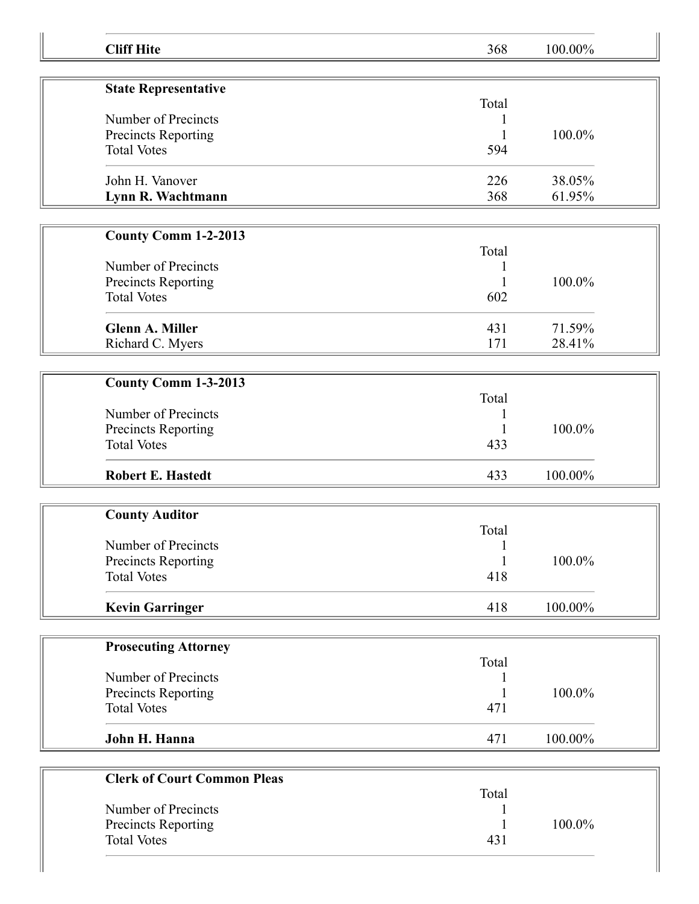| | | |
|---|---|---|
| **Cliff Hite** | 368 | 100.00% |

**State Representative**

| | Total | |
|---|---|---|
| Number of Precincts | 1 | |
| Precincts Reporting | 1 | 100.0% |
| Total Votes | 594 | |
| John H. Vanover | 226 | 38.05% |
| **Lynn R. Wachtmann** | 368 | 61.95% |

**County Comm 1-2-2013**

| | Total | |
|---|---|---|
| Number of Precincts | 1 | |
| Precincts Reporting | 1 | 100.0% |
| Total Votes | 602 | |
| **Glenn A. Miller** | 431 | 71.59% |
| Richard C. Myers | 171 | 28.41% |

**County Comm 1-3-2013**

| | Total | |
|---|---|---|
| Number of Precincts | 1 | |
| Precincts Reporting | 1 | 100.0% |
| Total Votes | 433 | |
| **Robert E. Hastedt** | 433 | 100.00% |

**County Auditor**

| | Total | |
|---|---|---|
| Number of Precincts | 1 | |
| Precincts Reporting | 1 | 100.0% |
| Total Votes | 418 | |
| **Kevin Garringer** | 418 | 100.00% |

**Prosecuting Attorney**

| | Total | |
|---|---|---|
| Number of Precincts | 1 | |
| Precincts Reporting | 1 | 100.0% |
| Total Votes | 471 | |
| **John H. Hanna** | 471 | 100.00% |

**Clerk of Court Common Pleas**

| | Total | |
|---|---|---|
| Number of Precincts | 1 | |
| Precincts Reporting | 1 | 100.0% |
| Total Votes | 431 | |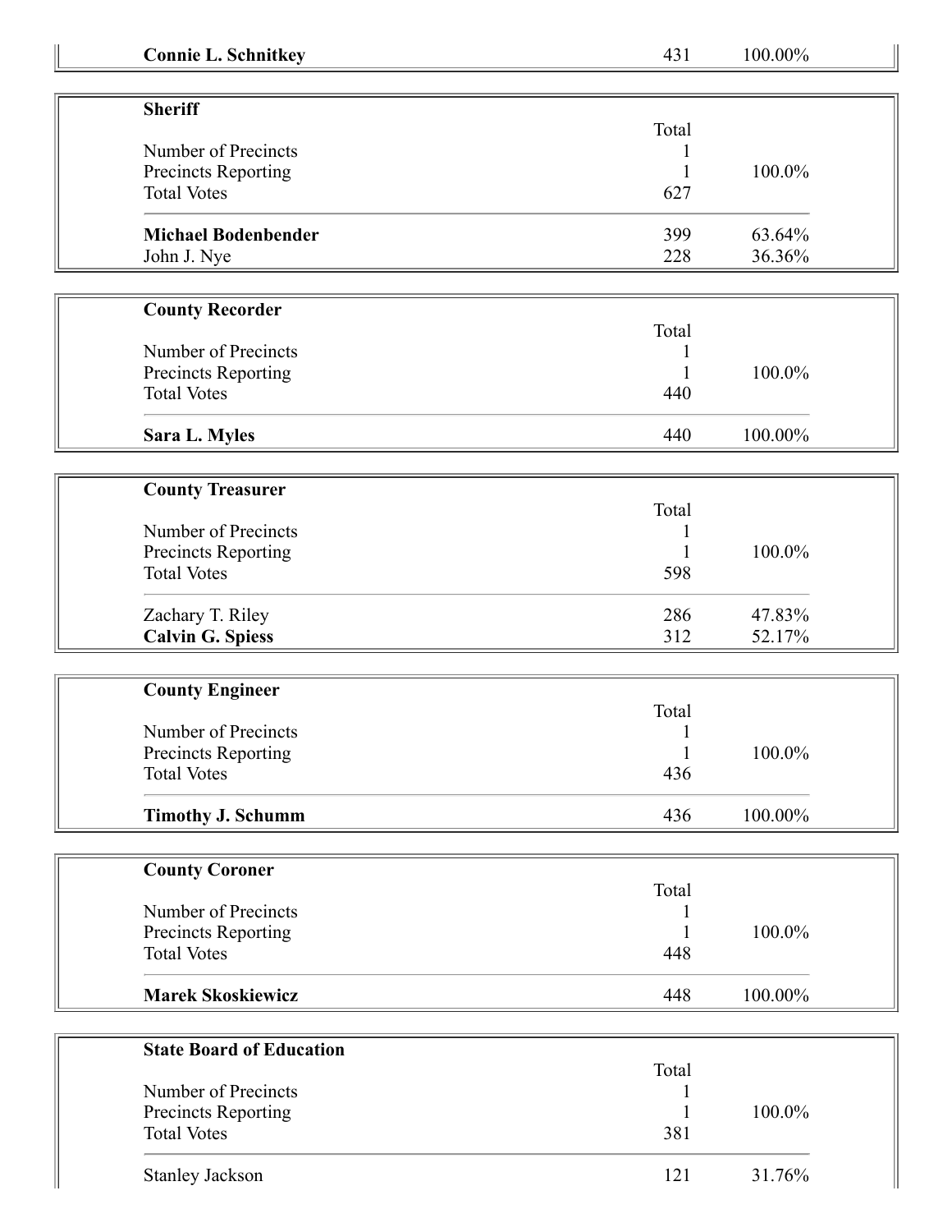| **Connie L. Schnitkey** | 431 | 100.00% |
|---|---|---|

**Sheriff**

| | Total | |
|---|---|---|
| Number of Precincts | 1 | |
| Precincts Reporting | 1 | 100.0% |
| Total Votes | 627 | |
| **Michael Bodenbender** | 399 | 63.64% |
| John J. Nye | 228 | 36.36% |

**County Recorder**

| | Total | |
|---|---|---|
| Number of Precincts | 1 | |
| Precincts Reporting | 1 | 100.0% |
| Total Votes | 440 | |
| **Sara L. Myles** | 440 | 100.00% |

**County Treasurer**

| | Total | |
|---|---|---|
| Number of Precincts | 1 | |
| Precincts Reporting | 1 | 100.0% |
| Total Votes | 598 | |
| Zachary T. Riley | 286 | 47.83% |
| **Calvin G. Spiess** | 312 | 52.17% |

**County Engineer**

| | Total | |
|---|---|---|
| Number of Precincts | 1 | |
| Precincts Reporting | 1 | 100.0% |
| Total Votes | 436 | |
| **Timothy J. Schumm** | 436 | 100.00% |

**County Coroner**

| | Total | |
|---|---|---|
| Number of Precincts | 1 | |
| Precincts Reporting | 1 | 100.0% |
| Total Votes | 448 | |
| **Marek Skoskiewicz** | 448 | 100.00% |

**State Board of Education**

| | Total | |
|---|---|---|
| Number of Precincts | 1 | |
| Precincts Reporting | 1 | 100.0% |
| Total Votes | 381 | |
| Stanley Jackson | 121 | 31.76% |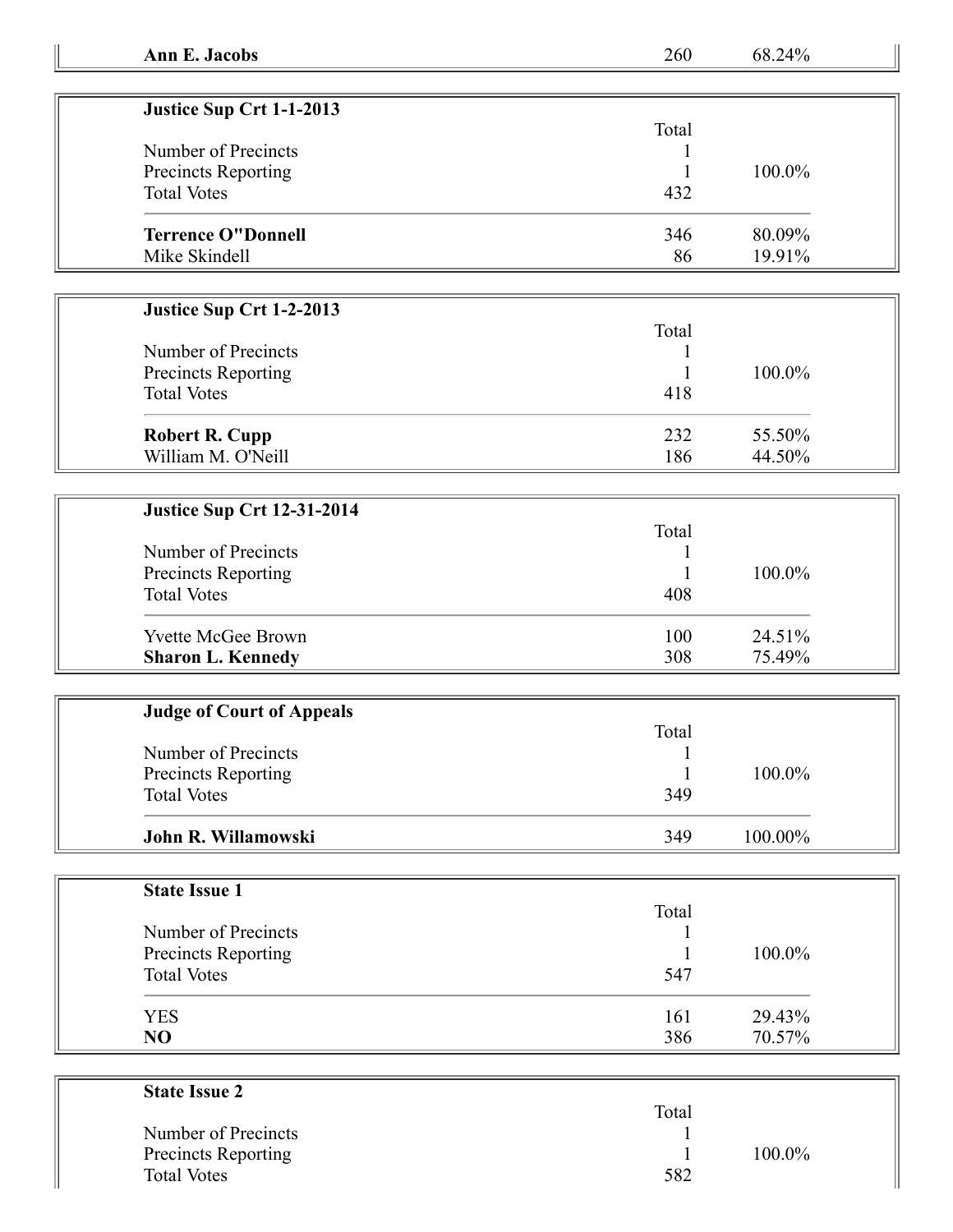| **Ann E. Jacobs** | 260 | 68.24% |
|---|---|---|

| **Justice Sup Crt 1-1-2013** | | |
|---|---|---|
| | Total | |
| Number of Precincts | 1 | |
| Precincts Reporting | 1 | 100.0% |
| Total Votes | 432 | |
| **Terrence O"Donnell** | 346 | 80.09% |
| Mike Skindell | 86 | 19.91% |

| **Justice Sup Crt 1-2-2013** | | |
|---|---|---|
| | Total | |
| Number of Precincts | 1 | |
| Precincts Reporting | 1 | 100.0% |
| Total Votes | 418 | |
| **Robert R. Cupp** | 232 | 55.50% |
| William M. O'Neill | 186 | 44.50% |

| **Justice Sup Crt 12-31-2014** | | |
|---|---|---|
| | Total | |
| Number of Precincts | 1 | |
| Precincts Reporting | 1 | 100.0% |
| Total Votes | 408 | |
| Yvette McGee Brown | 100 | 24.51% |
| **Sharon L. Kennedy** | 308 | 75.49% |

| **Judge of Court of Appeals** | | |
|---|---|---|
| | Total | |
| Number of Precincts | 1 | |
| Precincts Reporting | 1 | 100.0% |
| Total Votes | 349 | |
| **John R. Willamowski** | 349 | 100.00% |

| **State Issue 1** | | |
|---|---|---|
| | Total | |
| Number of Precincts | 1 | |
| Precincts Reporting | 1 | 100.0% |
| Total Votes | 547 | |
| YES | 161 | 29.43% |
| **NO** | 386 | 70.57% |

| **State Issue 2** | | |
|---|---|---|
| | Total | |
| Number of Precincts | 1 | |
| Precincts Reporting | 1 | 100.0% |
| Total Votes | 582 | |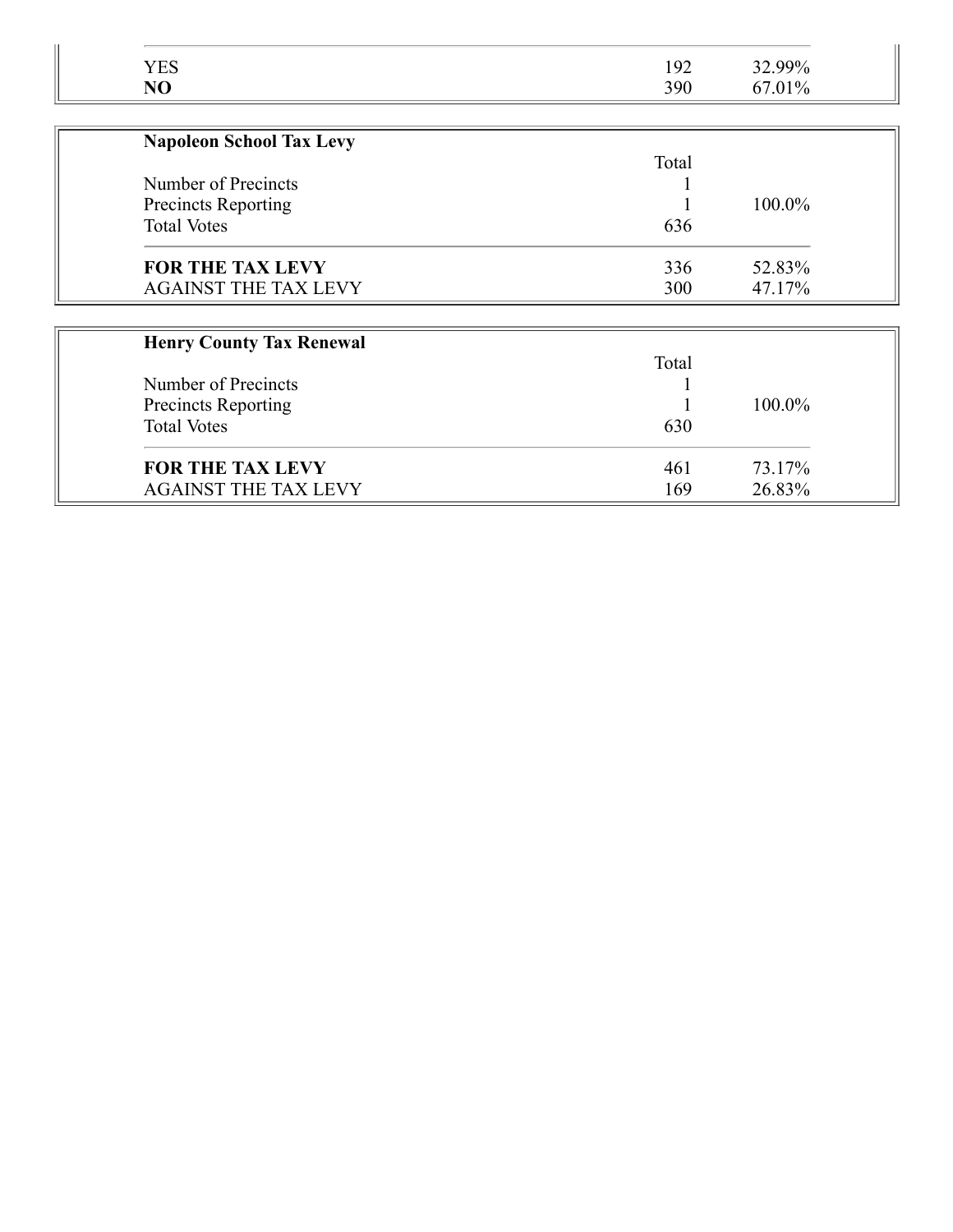| | | |
|---|---|---|
| YES | 192 | 32.99% |
| **NO** | 390 | 67.01% |

| **Napoleon School Tax Levy** | | |
|---|---|---|
| | Total | |
| Number of Precincts | 1 | |
| Precincts Reporting | 1 | 100.0% |
| Total Votes | 636 | |
| **FOR THE TAX LEVY** | 336 | 52.83% |
| AGAINST THE TAX LEVY | 300 | 47.17% |

| **Henry County Tax Renewal** | | |
|---|---|---|
| | Total | |
| Number of Precincts | 1 | |
| Precincts Reporting | 1 | 100.0% |
| Total Votes | 630 | |
| **FOR THE TAX LEVY** | 461 | 73.17% |
| AGAINST THE TAX LEVY | 169 | 26.83% |